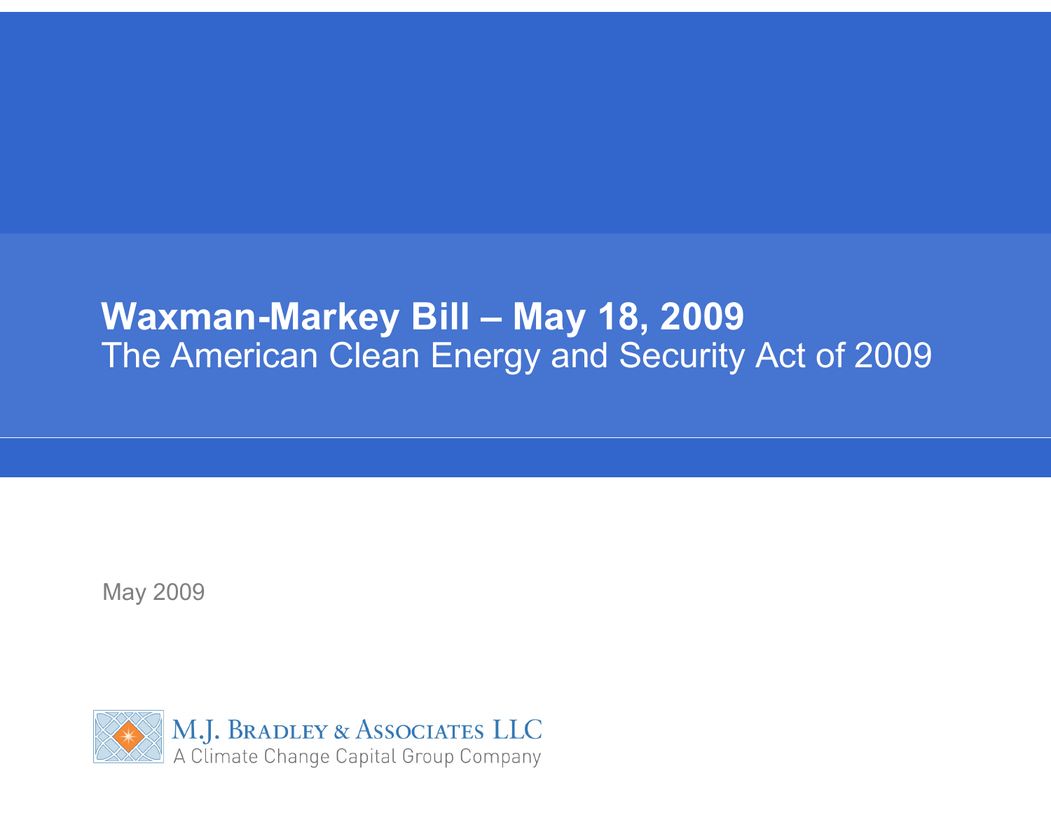# Waxman-Markey Bill – May 18, 2009

## The American Clean Energy and Security Act of 2009

May 2009

M.J. Bradley & Associates LLC
A Climate Change Capital Group Company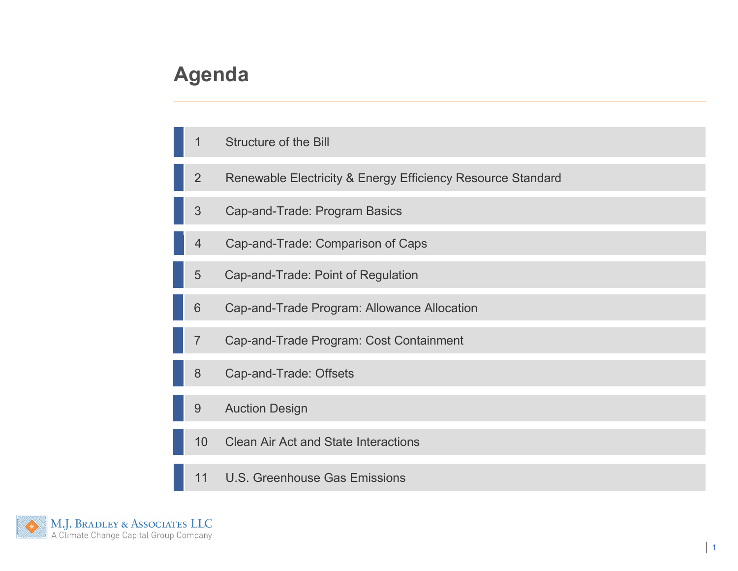# Agenda

1. Structure of the Bill
2. Renewable Electricity & Energy Efficiency Resource Standard
3. Cap-and-Trade: Program Basics
4. Cap-and-Trade: Comparison of Caps
5. Cap-and-Trade: Point of Regulation
6. Cap-and-Trade Program: Allowance Allocation
7. Cap-and-Trade Program: Cost Containment
8. Cap-and-Trade: Offsets
9. Auction Design
10. Clean Air Act and State Interactions
11. U.S. Greenhouse Gas Emissions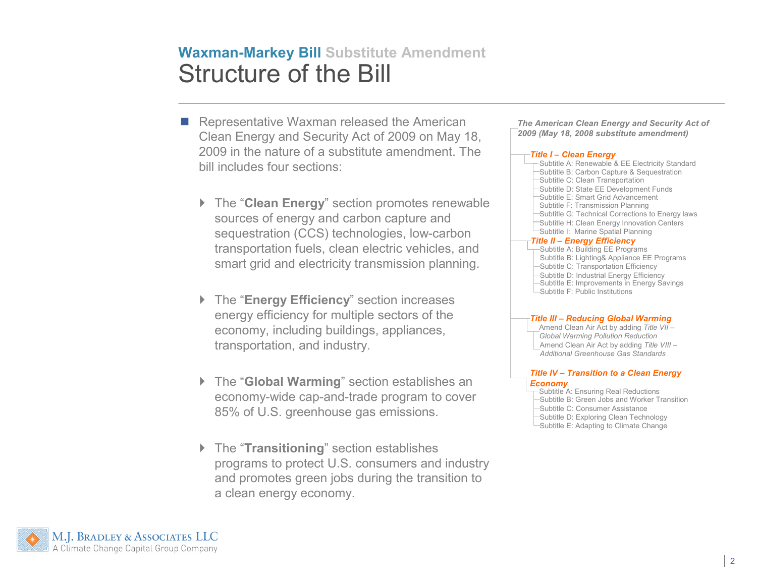**Waxman-Markey Bill** Substitute Amendment

# Structure of the Bill

- Representative Waxman released the American Clean Energy and Security Act of 2009 on May 18, 2009 in the nature of a substitute amendment. The bill includes four sections:
  - The "**Clean Energy**" section promotes renewable sources of energy and carbon capture and sequestration (CCS) technologies, low-carbon transportation fuels, clean electric vehicles, and smart grid and electricity transmission planning.
  - The "**Energy Efficiency**" section increases energy efficiency for multiple sectors of the economy, including buildings, appliances, transportation, and industry.
  - The "**Global Warming**" section establishes an economy-wide cap-and-trade program to cover 85% of U.S. greenhouse gas emissions.
  - The "**Transitioning**" section establishes programs to protect U.S. consumers and industry and promotes green jobs during the transition to a clean energy economy.

***The American Clean Energy and Security Act of 2009 (May 18, 2008 substitute amendment)***

- ***Title I – Clean Energy***
  - Subtitle A: Renewable & EE Electricity Standard
  - Subtitle B: Carbon Capture & Sequestration
  - Subtitle C: Clean Transportation
  - Subtitle D: State EE Development Funds
  - Subtitle E: Smart Grid Advancement
  - Subtitle F: Transmission Planning
  - Subtitle G: Technical Corrections to Energy laws
  - Subtitle H: Clean Energy Innovation Centers
  - Subtitle I: Marine Spatial Planning
- ***Title II – Energy Efficiency***
  - Subtitle A: Building EE Programs
  - Subtitle B: Lighting& Appliance EE Programs
  - Subtitle C: Transportation Efficiency
  - Subtitle D: Industrial Energy Efficiency
  - Subtitle E: Improvements in Energy Savings
  - Subtitle F: Public Institutions
- ***Title III – Reducing Global Warming***
  - Amend Clean Air Act by adding *Title VII – Global Warming Pollution Reduction*
  - Amend Clean Air Act by adding *Title VIII – Additional Greenhouse Gas Standards*
- ***Title IV – Transition to a Clean Energy Economy***
  - Subtitle A: Ensuring Real Reductions
  - Subtitle B: Green Jobs and Worker Transition
  - Subtitle C: Consumer Assistance
  - Subtitle D: Exploring Clean Technology
  - Subtitle E: Adapting to Climate Change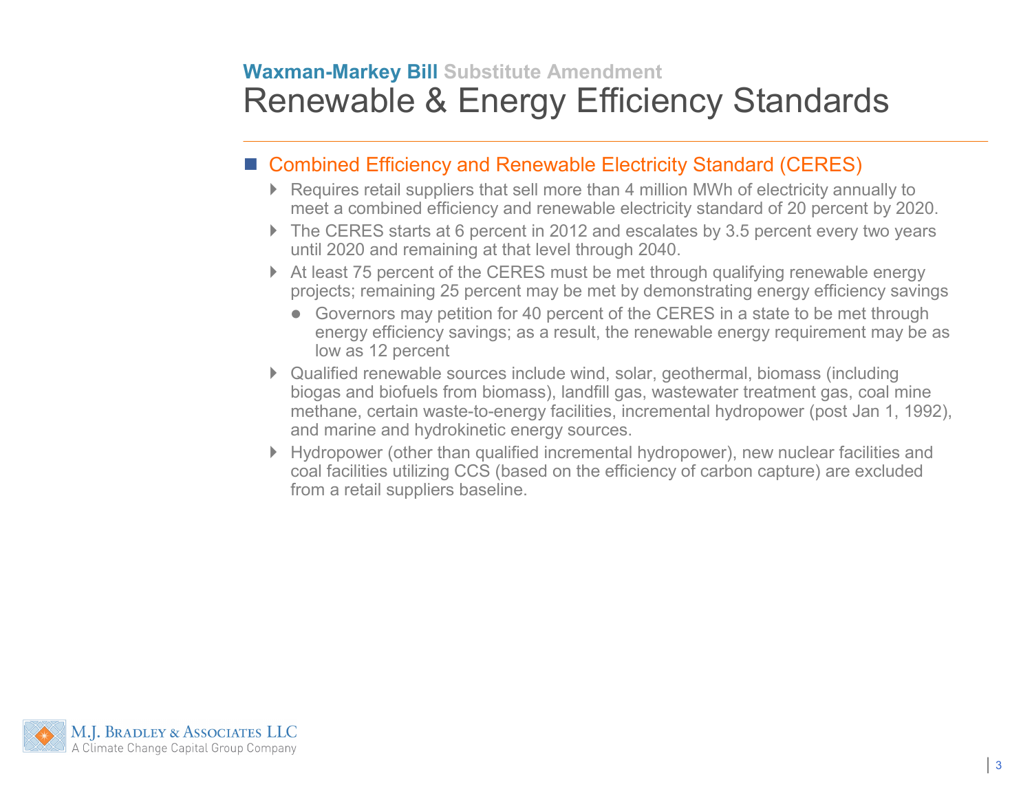**Waxman-Markey Bill** Substitute Amendment

# Renewable & Energy Efficiency Standards

- Combined Efficiency and Renewable Electricity Standard (CERES)
  - Requires retail suppliers that sell more than 4 million MWh of electricity annually to meet a combined efficiency and renewable electricity standard of 20 percent by 2020.
  - The CERES starts at 6 percent in 2012 and escalates by 3.5 percent every two years until 2020 and remaining at that level through 2040.
  - At least 75 percent of the CERES must be met through qualifying renewable energy projects; remaining 25 percent may be met by demonstrating energy efficiency savings
    - Governors may petition for 40 percent of the CERES in a state to be met through energy efficiency savings; as a result, the renewable energy requirement may be as low as 12 percent
  - Qualified renewable sources include wind, solar, geothermal, biomass (including biogas and biofuels from biomass), landfill gas, wastewater treatment gas, coal mine methane, certain waste-to-energy facilities, incremental hydropower (post Jan 1, 1992), and marine and hydrokinetic energy sources.
  - Hydropower (other than qualified incremental hydropower), new nuclear facilities and coal facilities utilizing CCS (based on the efficiency of carbon capture) are excluded from a retail suppliers baseline.

M.J. Bradley & Associates LLC
A Climate Change Capital Group Company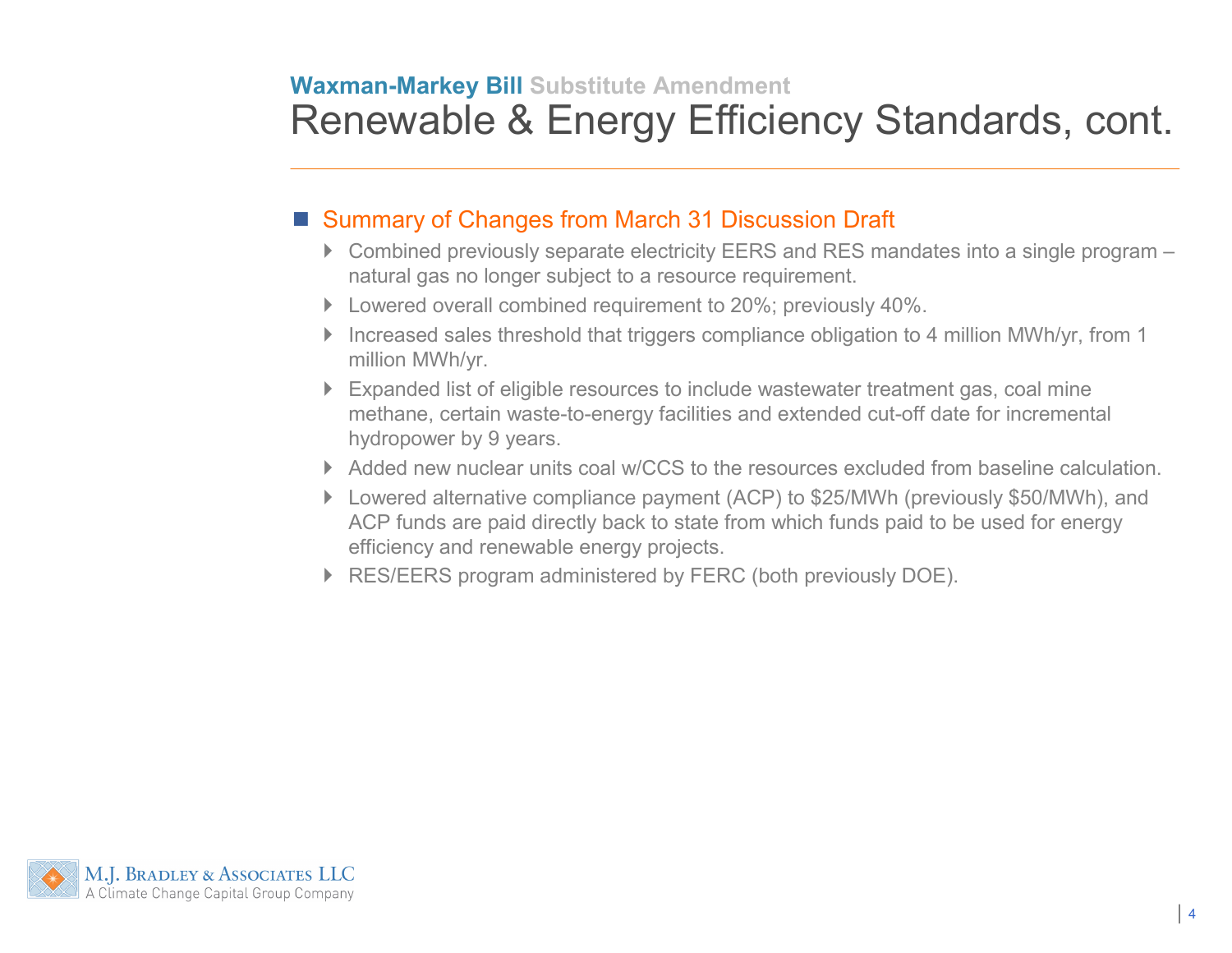**Waxman-Markey Bill** Substitute Amendment

# Renewable & Energy Efficiency Standards, cont.

## Summary of Changes from March 31 Discussion Draft

- Combined previously separate electricity EERS and RES mandates into a single program – natural gas no longer subject to a resource requirement.
- Lowered overall combined requirement to 20%; previously 40%.
- Increased sales threshold that triggers compliance obligation to 4 million MWh/yr, from 1 million MWh/yr.
- Expanded list of eligible resources to include wastewater treatment gas, coal mine methane, certain waste-to-energy facilities and extended cut-off date for incremental hydropower by 9 years.
- Added new nuclear units coal w/CCS to the resources excluded from baseline calculation.
- Lowered alternative compliance payment (ACP) to $25/MWh (previously $50/MWh), and ACP funds are paid directly back to state from which funds paid to be used for energy efficiency and renewable energy projects.
- RES/EERS program administered by FERC (both previously DOE).

M.J. Bradley & Associates LLC
A Climate Change Capital Group Company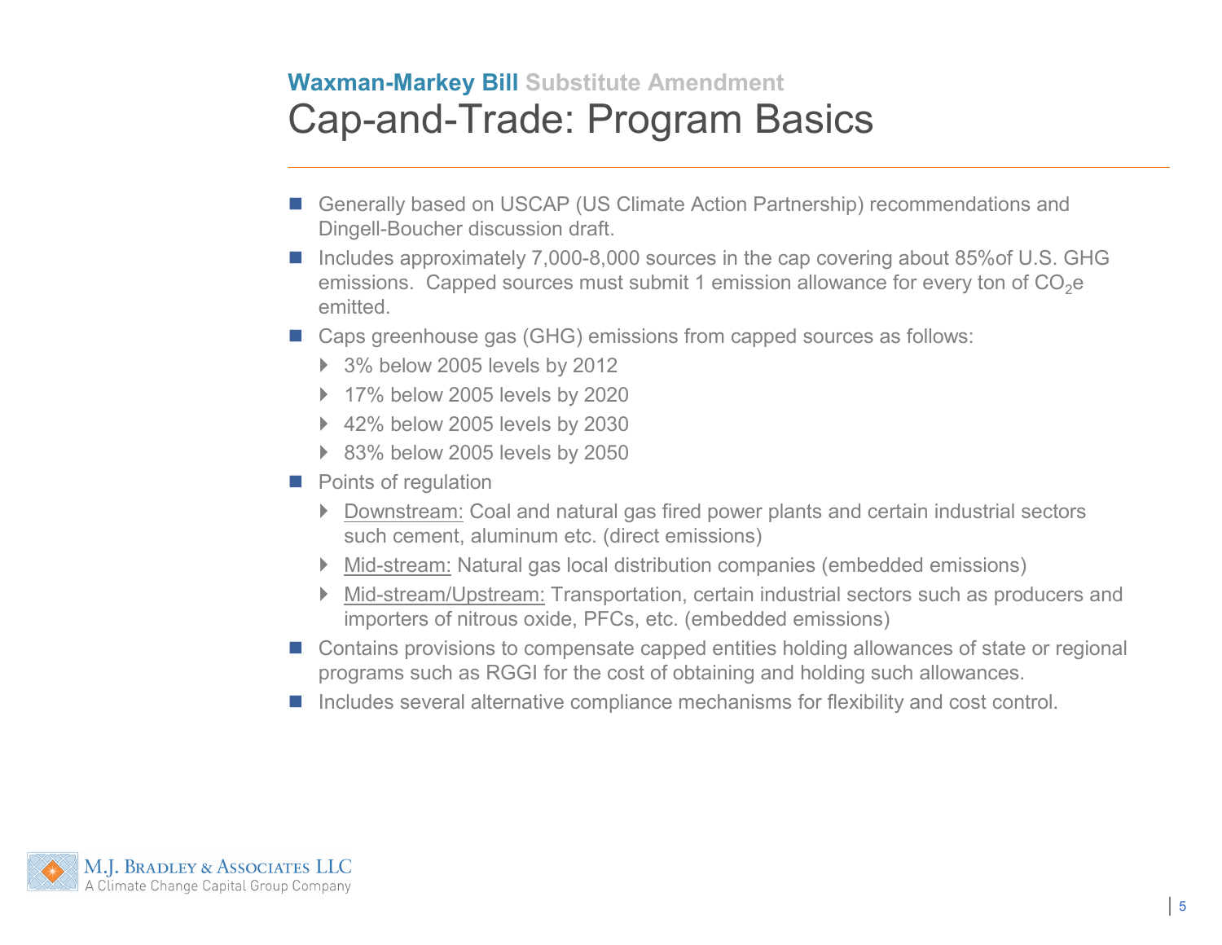**Waxman-Markey Bill** Substitute Amendment

# Cap-and-Trade: Program Basics

- Generally based on USCAP (US Climate Action Partnership) recommendations and Dingell-Boucher discussion draft.
- Includes approximately 7,000-8,000 sources in the cap covering about 85%of U.S. GHG emissions. Capped sources must submit 1 emission allowance for every ton of $CO_2e$ emitted.
- Caps greenhouse gas (GHG) emissions from capped sources as follows:
  - 3% below 2005 levels by 2012
  - 17% below 2005 levels by 2020
  - 42% below 2005 levels by 2030
  - 83% below 2005 levels by 2050
- Points of regulation
  - Downstream: Coal and natural gas fired power plants and certain industrial sectors such cement, aluminum etc. (direct emissions)
  - Mid-stream: Natural gas local distribution companies (embedded emissions)
  - Mid-stream/Upstream: Transportation, certain industrial sectors such as producers and importers of nitrous oxide, PFCs, etc. (embedded emissions)
- Contains provisions to compensate capped entities holding allowances of state or regional programs such as RGGI for the cost of obtaining and holding such allowances.
- Includes several alternative compliance mechanisms for flexibility and cost control.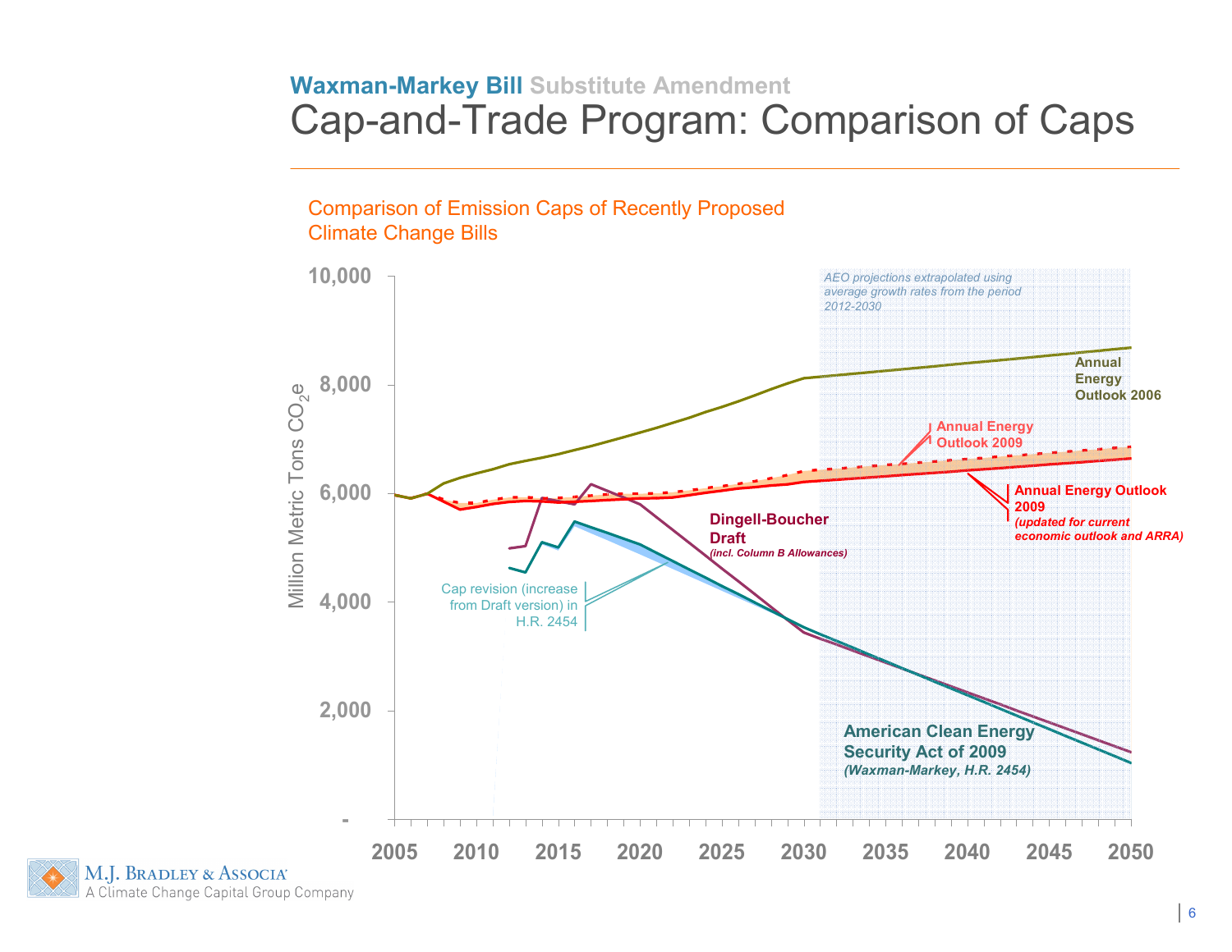## Waxman-Markey Bill Substitute Amendment

# Cap-and-Trade Program: Comparison of Caps

Comparison of Emission Caps of Recently Proposed Climate Change Bills

Million Metric Tons $CO_2e$

10,000
8,000
6,000
4,000
2,000
-

2005 2010 2015 2020 2025 2030 2035 2040 2045 2050

*AEO projections extrapolated using average growth rates from the period 2012-2030*

**Annual Energy Outlook 2006**

**Annual Energy Outlook 2009**

**Annual Energy Outlook 2009** ***(updated for current economic outlook and ARRA)***

**Dingell-Boucher Draft** ***(incl. Column B Allowances)***

Cap revision (increase from Draft version) in H.R. 2454

**American Clean Energy Security Act of 2009** ***(Waxman-Markey, H.R. 2454)***

M.J. Bradley & Associa
A Climate Change Capital Group Company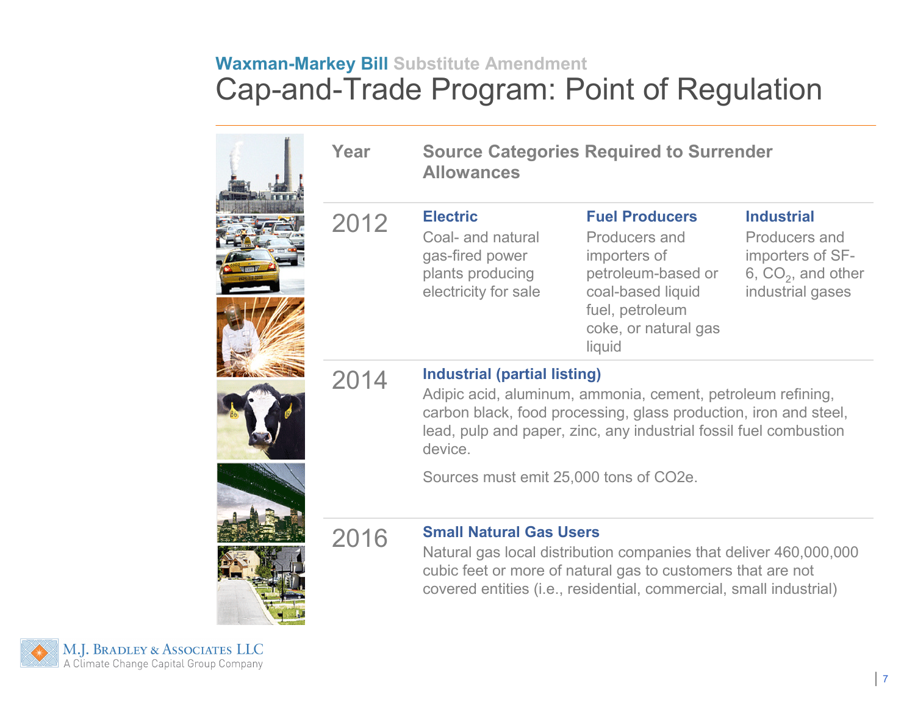## Waxman-Markey Bill Substitute Amendment

# Cap-and-Trade Program: Point of Regulation

| Year | Source Categories Required to Surrender Allowances | | |
|---|---|---|---|
| 2012 | **Electric**<br>Coal- and natural gas-fired power plants producing electricity for sale | **Fuel Producers**<br>Producers and importers of petroleum-based or coal-based liquid fuel, petroleum coke, or natural gas liquid | **Industrial**<br>Producers and importers of SF-6, $CO_2$, and other industrial gases |
| 2014 | **Industrial (partial listing)**<br>Adipic acid, aluminum, ammonia, cement, petroleum refining, carbon black, food processing, glass production, iron and steel, lead, pulp and paper, zinc, any industrial fossil fuel combustion device.<br><br>Sources must emit 25,000 tons of CO2e. | | |
| 2016 | **Small Natural Gas Users**<br>Natural gas local distribution companies that deliver 460,000,000 cubic feet or more of natural gas to customers that are not covered entities (i.e., residential, commercial, small industrial) | | |

M.J. Bradley & Associates LLC
A Climate Change Capital Group Company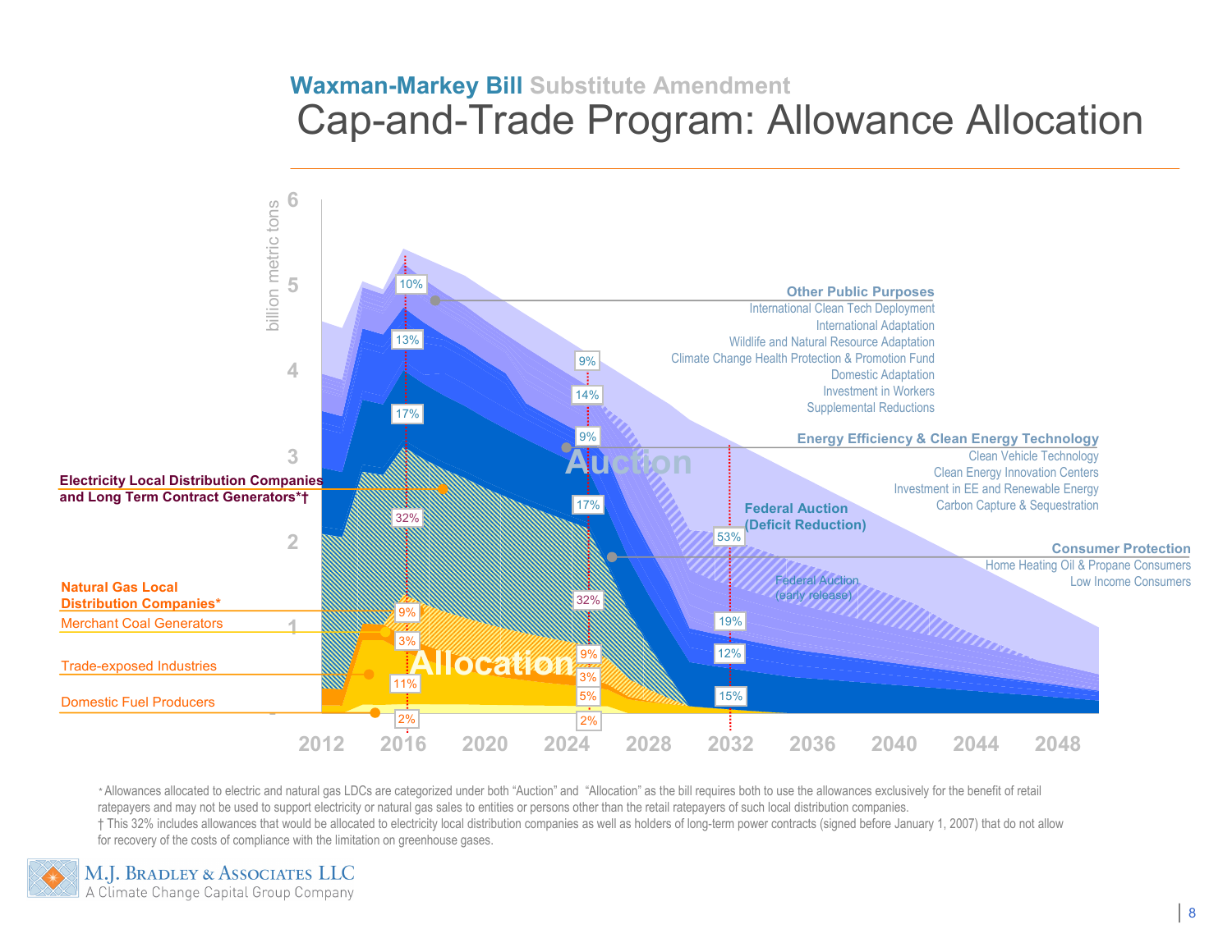## Waxman-Markey Bill Substitute Amendment

# Cap-and-Trade Program: Allowance Allocation

billion metric tons

**Other Public Purposes**
International Clean Tech Deployment
International Adaptation
Wildlife and Natural Resource Adaptation
Climate Change Health Protection & Promotion Fund
Domestic Adaptation
Investment in Workers
Supplemental Reductions

**Energy Efficiency & Clean Energy Technology**
Clean Vehicle Technology
Clean Energy Innovation Centers
Investment in EE and Renewable Energy
Carbon Capture & Sequestration

**Federal Auction (Deficit Reduction)**

Federal Auction (early release)

**Consumer Protection**
Home Heating Oil & Propane Consumers
Low Income Consumers

**Electricity Local Distribution Companies and Long Term Contract Generators*†**

**Natural Gas Local Distribution Companies***

Merchant Coal Generators

Trade-exposed Industries

Domestic Fuel Producers

Auction

Allocation

| Year | Share labels |
|---|---|
| 2016 | 10%, 13%, 17%, 32%, 9%, 3%, 11%, 2% |
| 2025 | 9%, 14%, 9%, 17%, 32%, 9%, 3%, 5%, 2% |
| 2032 | 53%, 19%, 12%, 15% |

2012 2016 2020 2024 2028 2032 2036 2040 2044 2048

* Allowances allocated to electric and natural gas LDCs are categorized under both "Auction" and "Allocation" as the bill requires both to use the allowances exclusively for the benefit of retail ratepayers and may not be used to support electricity or natural gas sales to entities or persons other than the retail ratepayers of such local distribution companies.

† This 32% includes allowances that would be allocated to electricity local distribution companies as well as holders of long-term power contracts (signed before January 1, 2007) that do not allow for recovery of the costs of compliance with the limitation on greenhouse gases.

M.J. Bradley & Associates LLC
A Climate Change Capital Group Company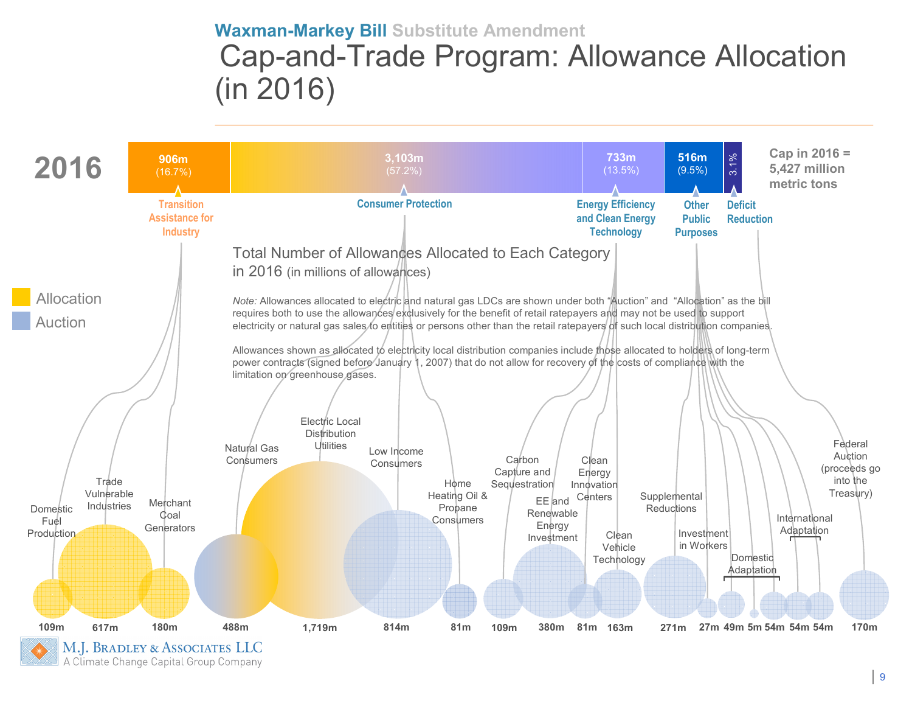## Waxman-Markey Bill Substitute Amendment

# Cap-and-Trade Program: Allowance Allocation (in 2016)

**2016**

| Category | Allowances | Share |
|---|---|---|
| Transition Assistance for Industry | 906m | 16.7% |
| Consumer Protection | 3,103m | 57.2% |
| Energy Efficiency and Clean Energy Technology | 733m | 13.5% |
| Other Public Purposes | 516m | 9.5% |
| Deficit Reduction | | 3.1% |

**Cap in 2016 = 5,427 million metric tons**

Legend: Allocation / Auction

### Total Number of Allowances Allocated to Each Category in 2016 (in millions of allowances)

*Note:* Allowances allocated to electric and natural gas LDCs are shown under both "Auction" and "Allocation" as the bill requires both to use the allowances exclusively for the benefit of retail ratepayers and may not be used to support electricity or natural gas sales to entities or persons other than the retail ratepayers of such local distribution companies.

Allowances shown as allocated to electricity local distribution companies include those allocated to holders of long-term power contracts (signed before January 1, 2007) that do not allow for recovery of the costs of compliance with the limitation on greenhouse gases.

| Category | Subcategory | Allowances |
|---|---|---|
| Transition Assistance for Industry | Domestic Fuel Production | 109m |
| | Trade Vulnerable Industries | 617m |
| | Merchant Coal Generators | 180m |
| Consumer Protection | Natural Gas Consumers | 488m |
| | Electric Local Distribution Utilities | 1,719m |
| | Low Income Consumers | 814m |
| | Home Heating Oil & Propane Consumers | 81m |
| Energy Efficiency and Clean Energy Technology | Carbon Capture and Sequestration | 109m |
| | EE and Renewable Energy Investment | 380m |
| | Clean Energy Innovation Centers | 81m |
| | Clean Vehicle Technology | 163m |
| Other Public Purposes | Supplemental Reductions | 271m |
| | Investment in Workers | 27m |
| | Domestic Adaptation | 49m |
| | Domestic Adaptation | 5m |
| | Domestic Adaptation | 54m |
| | International Adaptation | 54m |
| | International Adaptation | 54m |
| Deficit Reduction | Federal Auction (proceeds go into the Treasury) | 170m |

M.J. Bradley & Associates LLC
A Climate Change Capital Group Company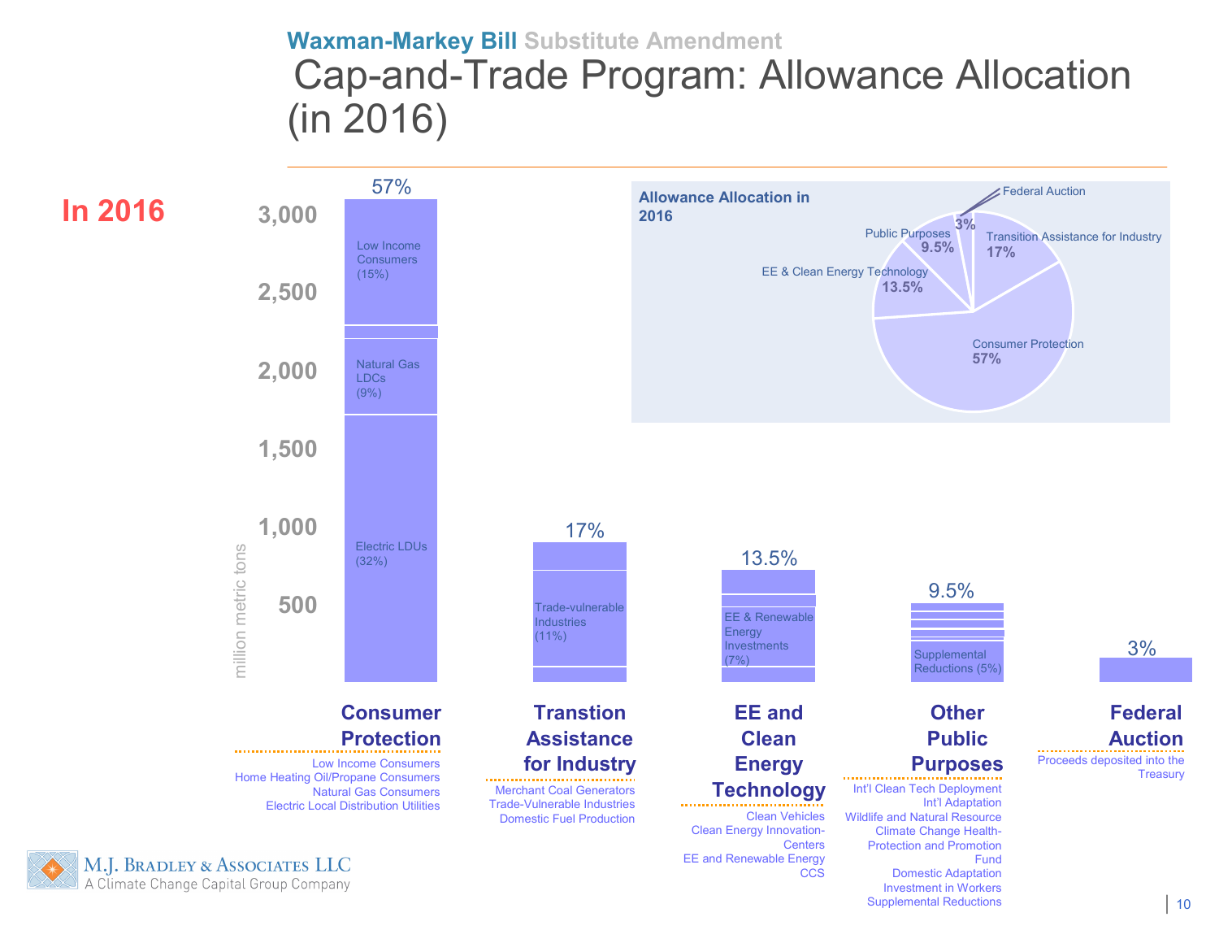## Waxman-Markey Bill Substitute Amendment

# Cap-and-Trade Program: Allowance Allocation (in 2016)

**In 2016**

Allowance Allocation in 2016

- Consumer Protection 57%
- Transition Assistance for Industry 17%
- EE & Clean Energy Technology 13.5%
- Public Purposes 9.5%
- Federal Auction 3%

million metric tons

| Category | Share | Components shown |
|---|---|---|
| Consumer Protection | 57% | Low Income Consumers (15%); Natural Gas LDCs (9%); Electric LDUs (32%) |
| Transtion Assistance for Industry | 17% | Trade-vulnerable Industries (11%) |
| EE and Clean Energy Technology | 13.5% | EE & Renewable Energy Investments (7%) |
| Other Public Purposes | 9.5% | Supplemental Reductions (5%) |
| Federal Auction | 3% | |

**Consumer Protection**
Low Income Consumers
Home Heating Oil/Propane Consumers
Natural Gas Consumers
Electric Local Distribution Utilities

**Transtion Assistance for Industry**
Merchant Coal Generators
Trade-Vulnerable Industries
Domestic Fuel Production

**EE and Clean Energy Technology**
Clean Vehicles
Clean Energy Innovation-Centers
EE and Renewable Energy
CCS

**Other Public Purposes**
Int'l Clean Tech Deployment
Int'l Adaptation
Wildlife and Natural Resource
Climate Change Health-Protection and Promotion Fund
Domestic Adaptation
Investment in Workers
Supplemental Reductions

**Federal Auction**
Proceeds deposited into the Treasury

M.J. Bradley & Associates LLC
A Climate Change Capital Group Company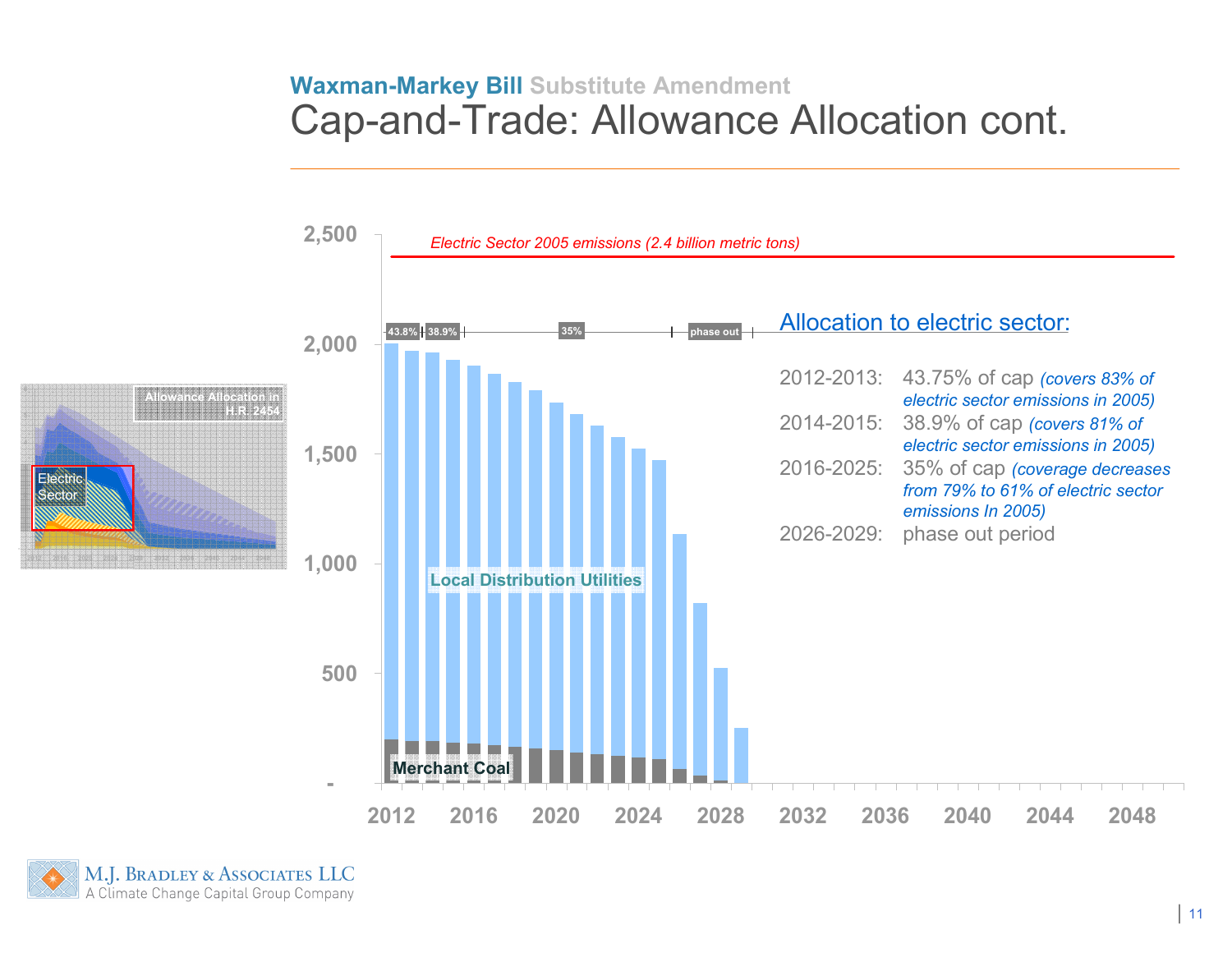## Waxman-Markey Bill Substitute Amendment

# Cap-and-Trade: Allowance Allocation cont.

Electric Sector 2005 emissions (2.4 billion metric tons)

43.8% | 38.9% | 35% | phase out

Local Distribution Utilities

Merchant Coal

Allowance Allocation in H.R. 2454

Electric Sector

### Allocation to electric sector:

2012-2013: 43.75% of cap *(covers 83% of electric sector emissions in 2005)*

2014-2015: 38.9% of cap *(covers 81% of electric sector emissions in 2005)*

2016-2025: 35% of cap *(coverage decreases from 79% to 61% of electric sector emissions In 2005)*

2026-2029: phase out period

M.J. Bradley & Associates LLC
A Climate Change Capital Group Company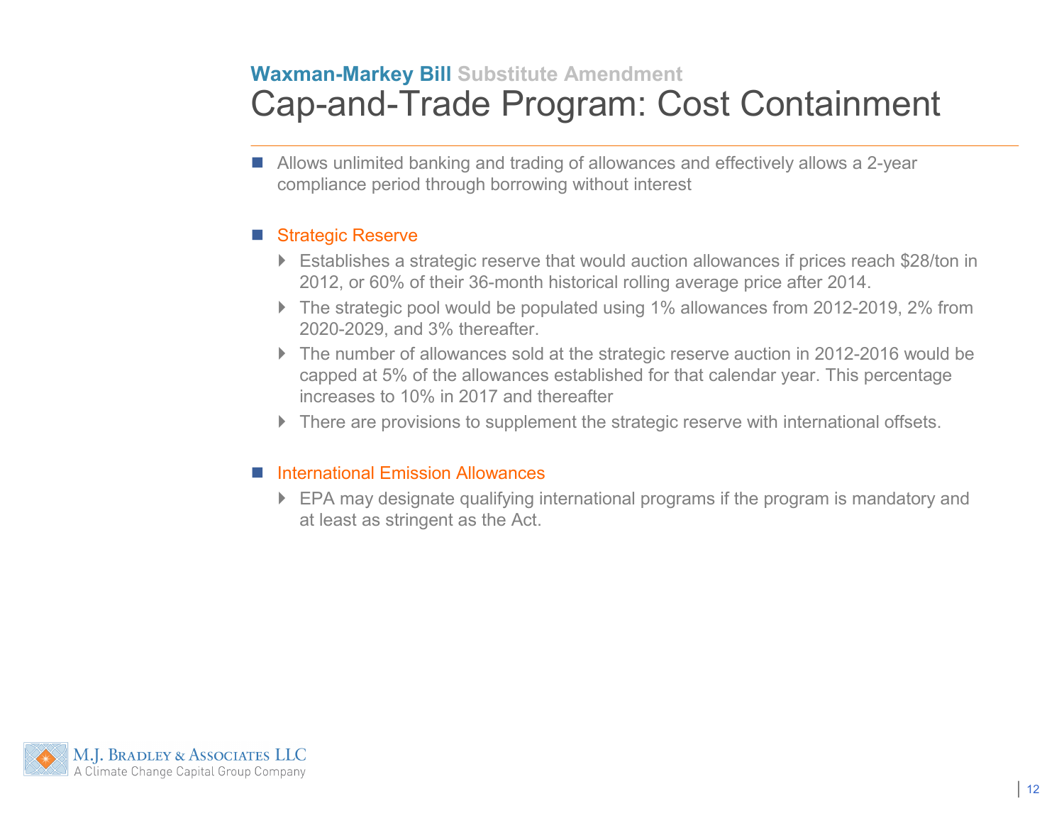## Waxman-Markey Bill Substitute Amendment

# Cap-and-Trade Program: Cost Containment

- Allows unlimited banking and trading of allowances and effectively allows a 2-year compliance period through borrowing without interest

- Strategic Reserve
  - Establishes a strategic reserve that would auction allowances if prices reach $28/ton in 2012, or 60% of their 36-month historical rolling average price after 2014.
  - The strategic pool would be populated using 1% allowances from 2012-2019, 2% from 2020-2029, and 3% thereafter.
  - The number of allowances sold at the strategic reserve auction in 2012-2016 would be capped at 5% of the allowances established for that calendar year. This percentage increases to 10% in 2017 and thereafter
  - There are provisions to supplement the strategic reserve with international offsets.

- International Emission Allowances
  - EPA may designate qualifying international programs if the program is mandatory and at least as stringent as the Act.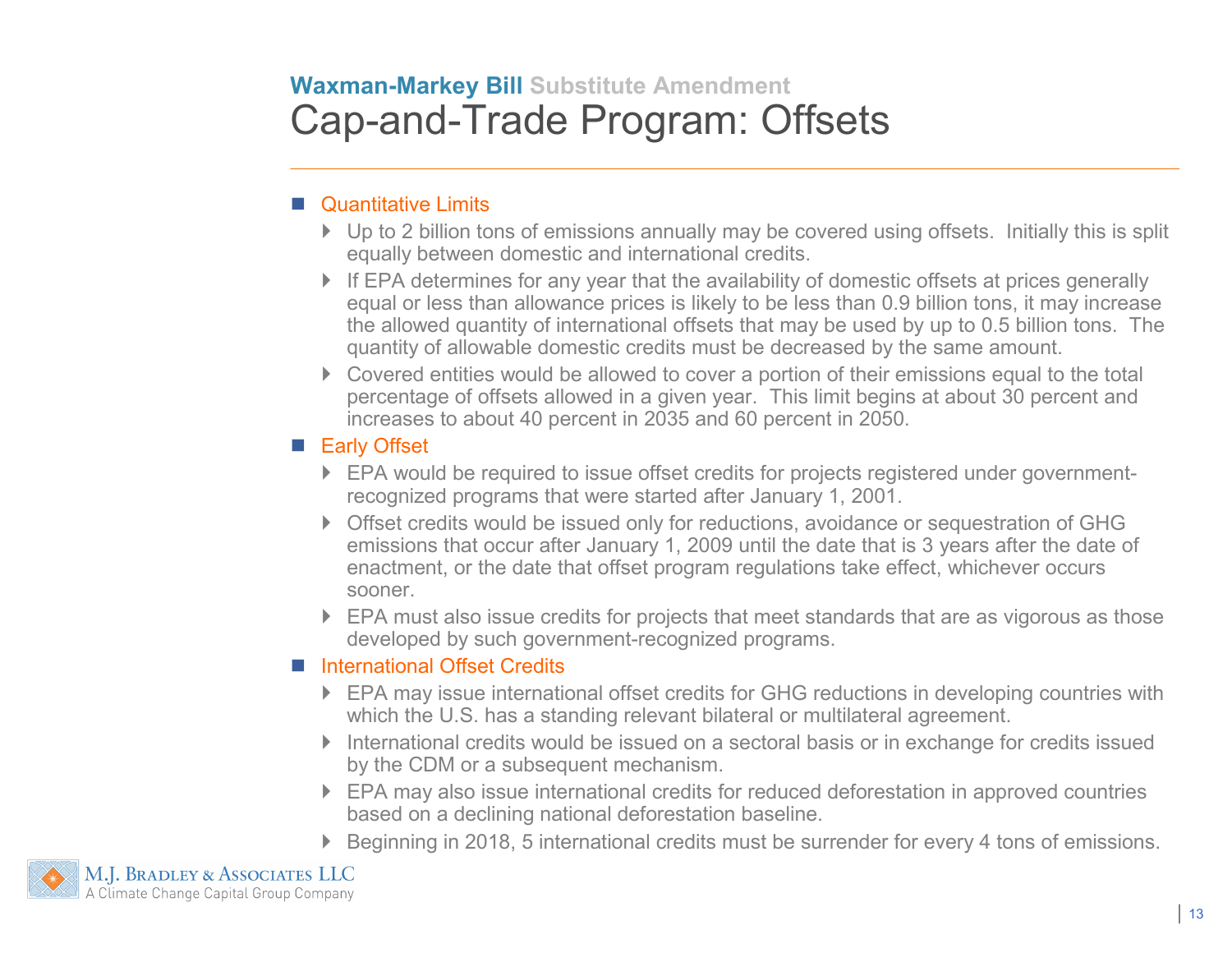**Waxman-Markey Bill** Substitute Amendment

# Cap-and-Trade Program: Offsets

- Quantitative Limits
  - Up to 2 billion tons of emissions annually may be covered using offsets. Initially this is split equally between domestic and international credits.
  - If EPA determines for any year that the availability of domestic offsets at prices generally equal or less than allowance prices is likely to be less than 0.9 billion tons, it may increase the allowed quantity of international offsets that may be used by up to 0.5 billion tons. The quantity of allowable domestic credits must be decreased by the same amount.
  - Covered entities would be allowed to cover a portion of their emissions equal to the total percentage of offsets allowed in a given year. This limit begins at about 30 percent and increases to about 40 percent in 2035 and 60 percent in 2050.
- Early Offset
  - EPA would be required to issue offset credits for projects registered under government-recognized programs that were started after January 1, 2001.
  - Offset credits would be issued only for reductions, avoidance or sequestration of GHG emissions that occur after January 1, 2009 until the date that is 3 years after the date of enactment, or the date that offset program regulations take effect, whichever occurs sooner.
  - EPA must also issue credits for projects that meet standards that are as vigorous as those developed by such government-recognized programs.
- International Offset Credits
  - EPA may issue international offset credits for GHG reductions in developing countries with which the U.S. has a standing relevant bilateral or multilateral agreement.
  - International credits would be issued on a sectoral basis or in exchange for credits issued by the CDM or a subsequent mechanism.
  - EPA may also issue international credits for reduced deforestation in approved countries based on a declining national deforestation baseline.
  - Beginning in 2018, 5 international credits must be surrender for every 4 tons of emissions.

M.J. Bradley & Associates LLC
A Climate Change Capital Group Company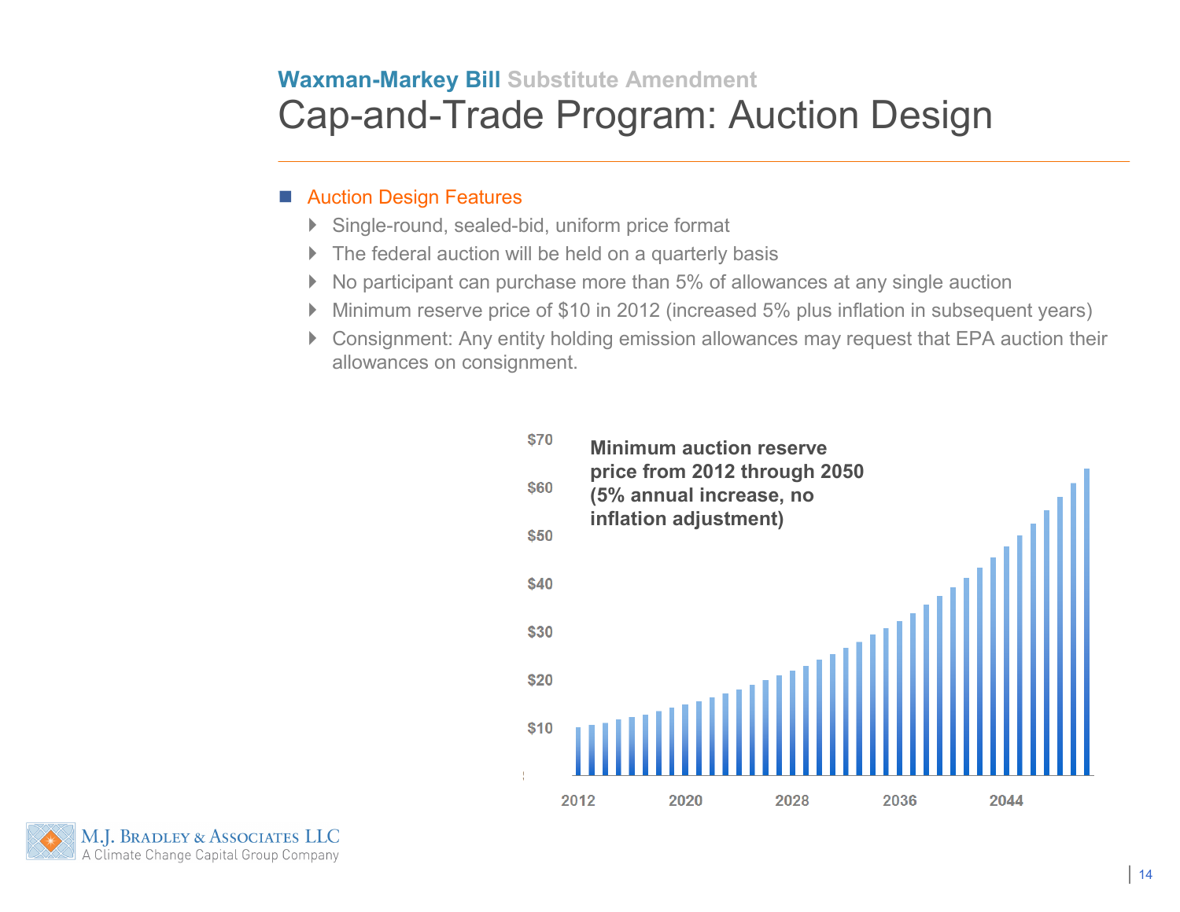**Waxman-Markey Bill** Substitute Amendment

# Cap-and-Trade Program: Auction Design

- Auction Design Features
  - Single-round, sealed-bid, uniform price format
  - The federal auction will be held on a quarterly basis
  - No participant can purchase more than 5% of allowances at any single auction
  - Minimum reserve price of $10 in 2012 (increased 5% plus inflation in subsequent years)
  - Consignment: Any entity holding emission allowances may request that EPA auction their allowances on consignment.

**Minimum auction reserve price from 2012 through 2050 (5% annual increase, no inflation adjustment)**

$70 | $60 | $50 | $40 | $30 | $20 | $10

2012 | 2020 | 2028 | 2036 | 2044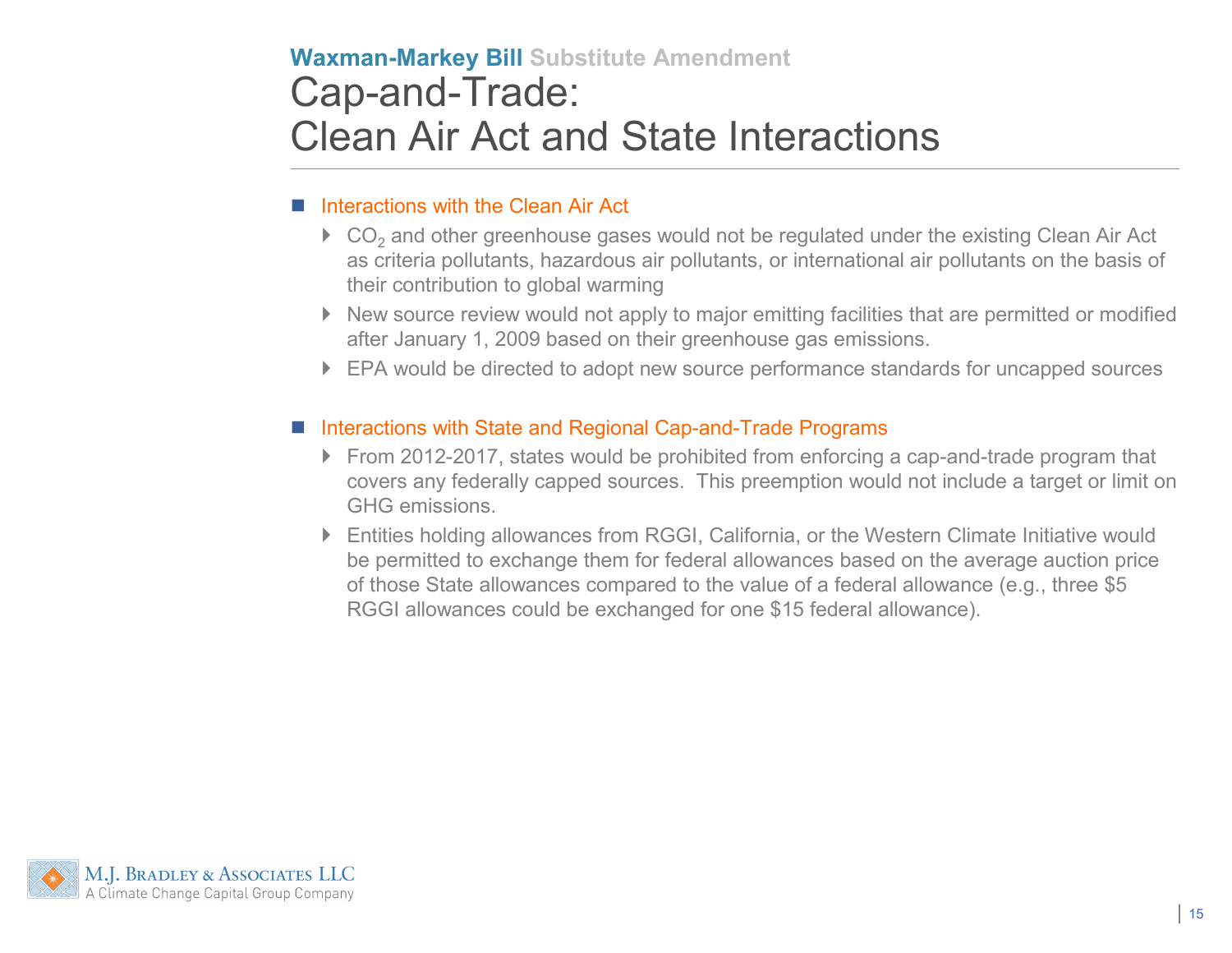**Waxman-Markey Bill** Substitute Amendment

# Cap-and-Trade: Clean Air Act and State Interactions

- Interactions with the Clean Air Act
  - $CO_2$ and other greenhouse gases would not be regulated under the existing Clean Air Act as criteria pollutants, hazardous air pollutants, or international air pollutants on the basis of their contribution to global warming
  - New source review would not apply to major emitting facilities that are permitted or modified after January 1, 2009 based on their greenhouse gas emissions.
  - EPA would be directed to adopt new source performance standards for uncapped sources

- Interactions with State and Regional Cap-and-Trade Programs
  - From 2012-2017, states would be prohibited from enforcing a cap-and-trade program that covers any federally capped sources. This preemption would not include a target or limit on GHG emissions.
  - Entities holding allowances from RGGI, California, or the Western Climate Initiative would be permitted to exchange them for federal allowances based on the average auction price of those State allowances compared to the value of a federal allowance (e.g., three $5 RGGI allowances could be exchanged for one $15 federal allowance).

M.J. Bradley & Associates LLC
A Climate Change Capital Group Company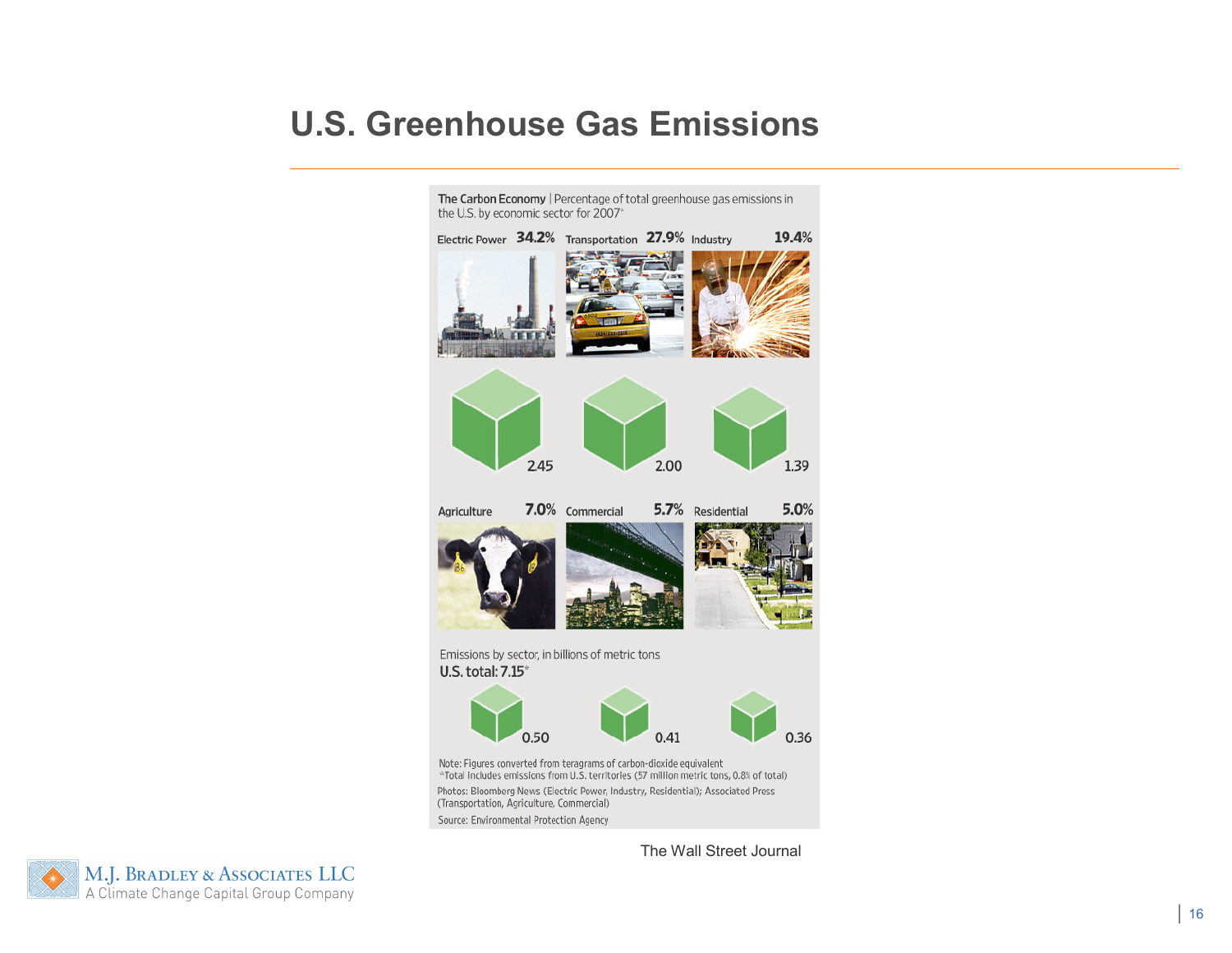# U.S. Greenhouse Gas Emissions

**The Carbon Economy** | Percentage of total greenhouse gas emissions in the U.S. by economic sector for 2007*

| Sector | Percentage | Emissions (billions of metric tons) |
|---|---|---|
| Electric Power | 34.2% | 2.45 |
| Transportation | 27.9% | 2.00 |
| Industry | 19.4% | 1.39 |
| Agriculture | 7.0% | 0.50 |
| Commercial | 5.7% | 0.41 |
| Residential | 5.0% | 0.36 |

Emissions by sector, in billions of metric tons

**U.S. total: 7.15***

Note: Figures converted from teragrams of carbon-dioxide equivalent

*Total includes emissions from U.S. territories (57 million metric tons, 0.8% of total)

Photos: Bloomberg News (Electric Power, Industry, Residential); Associated Press (Transportation, Agriculture, Commercial)

Source: Environmental Protection Agency

The Wall Street Journal

M.J. Bradley & Associates LLC
A Climate Change Capital Group Company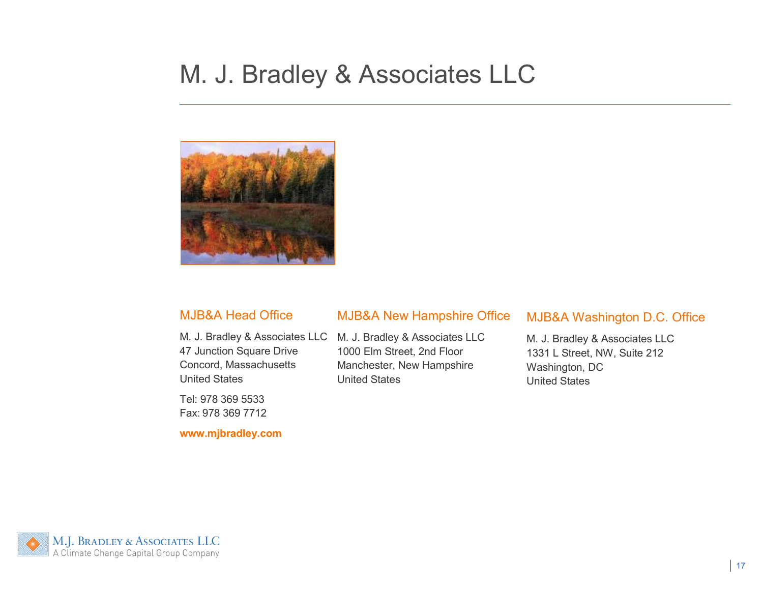# M. J. Bradley & Associates LLC

### MJB&A Head Office

M. J. Bradley & Associates LLC
47 Junction Square Drive
Concord, Massachusetts
United States

Tel: 978 369 5533
Fax: 978 369 7712

**www.mjbradley.com**

### MJB&A New Hampshire Office

M. J. Bradley & Associates LLC
1000 Elm Street, 2nd Floor
Manchester, New Hampshire
United States

### MJB&A Washington D.C. Office

M. J. Bradley & Associates LLC
1331 L Street, NW, Suite 212
Washington, DC
United States